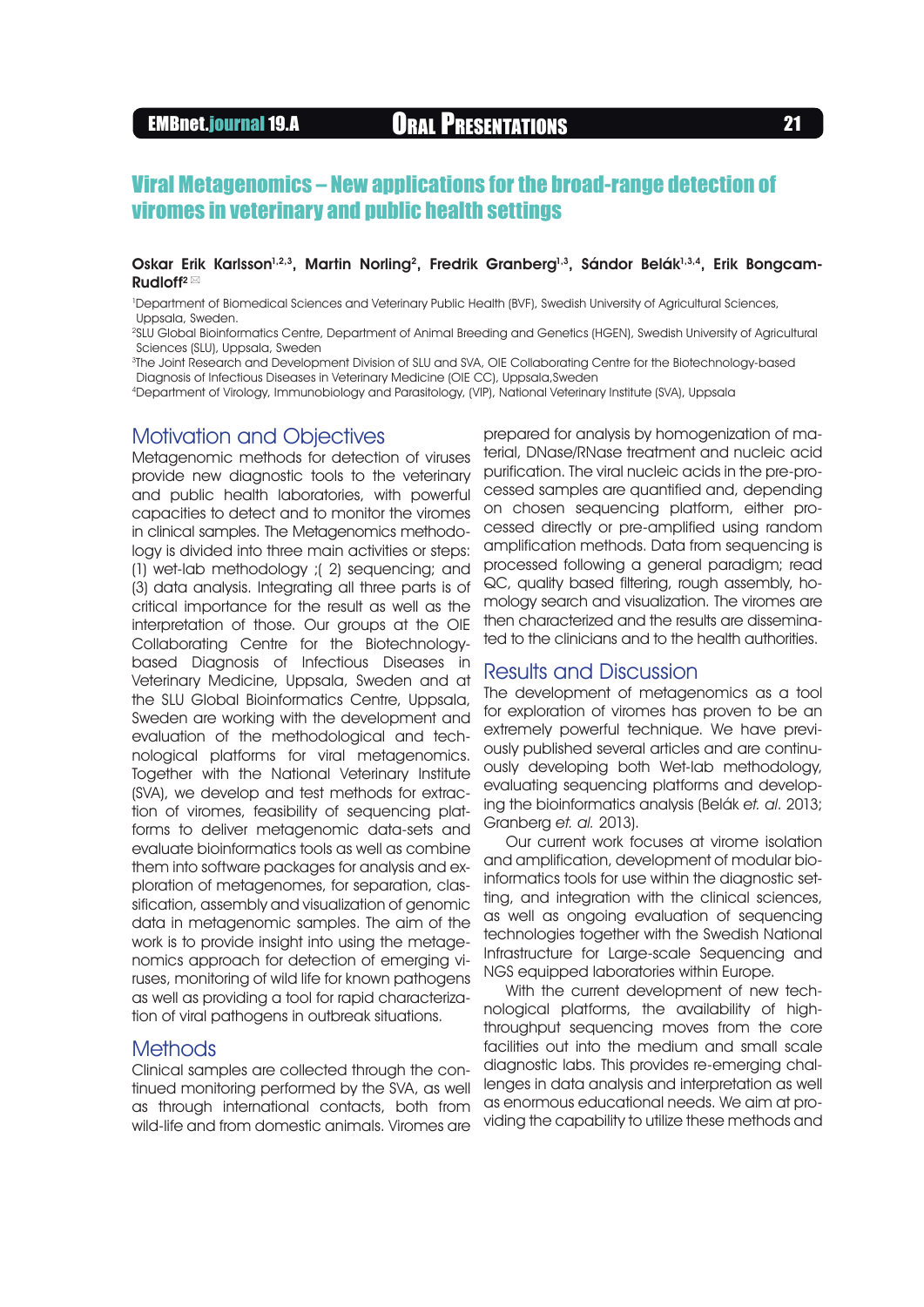# Viral Metagenomics – New applications for the broad-range detection of viromes in veterinary and public health settings

**Oskar Erik Karlsson[1,2,3], Martin Norling[2], Fredrik Granberg[1,3], Sándor Belák[1,3,4], Erik Bongcam-Rudloff[2]** ✉

[1]Department of Biomedical Sciences and Veterinary Public Health (BVF), Swedish University of Agricultural Sciences, Uppsala, Sweden.
[2]SLU Global Bioinformatics Centre, Department of Animal Breeding and Genetics (HGEN), Swedish University of Agricultural Sciences (SLU), Uppsala, Sweden
[3]The Joint Research and Development Division of SLU and SVA, OIE Collaborating Centre for the Biotechnology-based Diagnosis of Infectious Diseases in Veterinary Medicine (OIE CC), Uppsala,Sweden
[4]Department of Virology, Immunobiology and Parasitology, (VIP), National Veterinary Institute (SVA), Uppsala

## Motivation and Objectives

Metagenomic methods for detection of viruses provide new diagnostic tools to the veterinary and public health laboratories, with powerful capacities to detect and to monitor the viromes in clinical samples. The Metagenomics methodology is divided into three main activities or steps: (1) wet-lab methodology ;( 2) sequencing; and (3) data analysis. Integrating all three parts is of critical importance for the result as well as the interpretation of those. Our groups at the OIE Collaborating Centre for the Biotechnology-based Diagnosis of Infectious Diseases in Veterinary Medicine, Uppsala, Sweden and at the SLU Global Bioinformatics Centre, Uppsala, Sweden are working with the development and evaluation of the methodological and technological platforms for viral metagenomics. Together with the National Veterinary Institute (SVA), we develop and test methods for extraction of viromes, feasibility of sequencing platforms to deliver metagenomic data-sets and evaluate bioinformatics tools as well as combine them into software packages for analysis and exploration of metagenomes, for separation, classification, assembly and visualization of genomic data in metagenomic samples. The aim of the work is to provide insight into using the metagenomics approach for detection of emerging viruses, monitoring of wild life for known pathogens as well as providing a tool for rapid characterization of viral pathogens in outbreak situations.

## Methods

Clinical samples are collected through the continued monitoring performed by the SVA, as well as through international contacts, both from wild-life and from domestic animals. Viromes are prepared for analysis by homogenization of material, DNase/RNase treatment and nucleic acid purification. The viral nucleic acids in the pre-processed samples are quantified and, depending on chosen sequencing platform, either processed directly or pre-amplified using random amplification methods. Data from sequencing is processed following a general paradigm; read QC, quality based filtering, rough assembly, homology search and visualization. The viromes are then characterized and the results are disseminated to the clinicians and to the health authorities.

## Results and Discussion

The development of metagenomics as a tool for exploration of viromes has proven to be an extremely powerful technique. We have previously published several articles and are continuously developing both Wet-lab methodology, evaluating sequencing platforms and developing the bioinformatics analysis (Belák *et. al.* 2013; Granberg *et. al.* 2013).

Our current work focuses at virome isolation and amplification, development of modular bioinformatics tools for use within the diagnostic setting, and integration with the clinical sciences, as well as ongoing evaluation of sequencing technologies together with the Swedish National Infrastructure for Large-scale Sequencing and NGS equipped laboratories within Europe.

With the current development of new technological platforms, the availability of high-throughput sequencing moves from the core facilities out into the medium and small scale diagnostic labs. This provides re-emerging challenges in data analysis and interpretation as well as enormous educational needs. We aim at providing the capability to utilize these methods and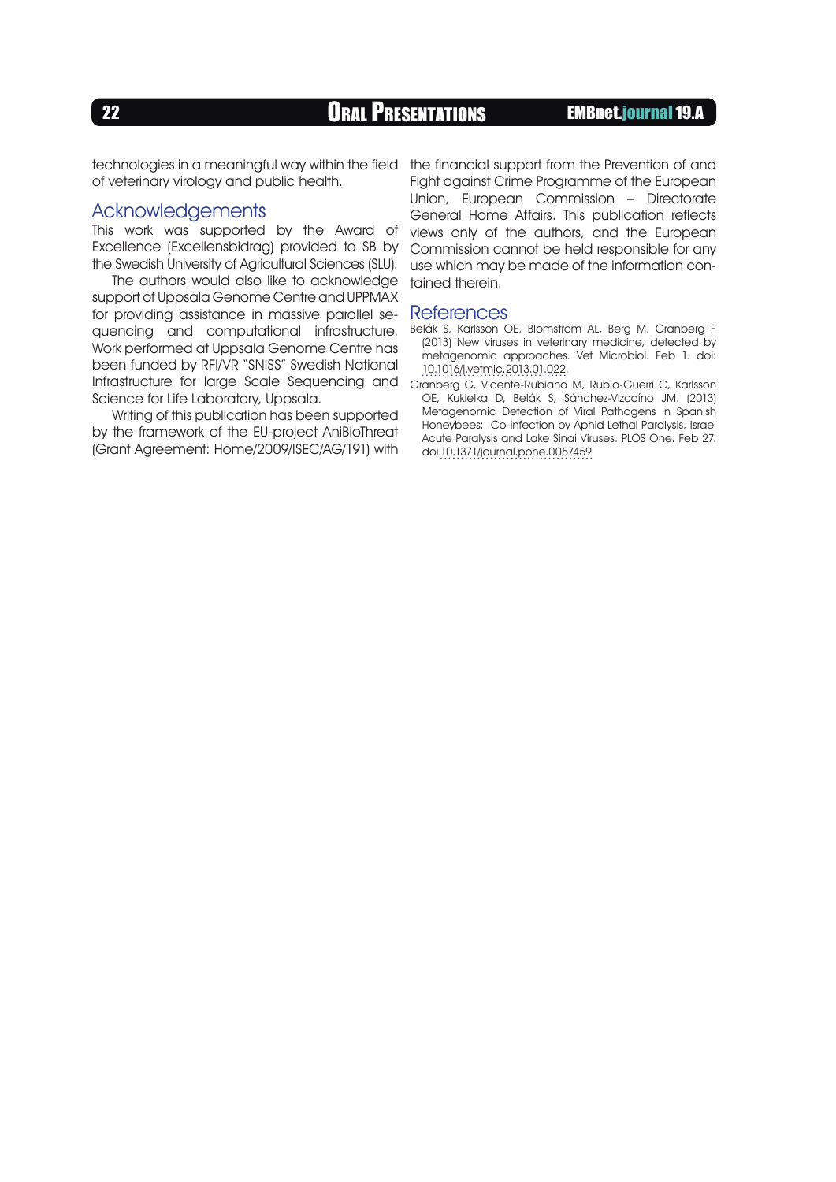technologies in a meaningful way within the field of veterinary virology and public health.

## Acknowledgements

This work was supported by the Award of Excellence (Excellensbidrag) provided to SB by the Swedish University of Agricultural Sciences (SLU).

The authors would also like to acknowledge support of Uppsala Genome Centre and UPPMAX for providing assistance in massive parallel sequencing and computational infrastructure. Work performed at Uppsala Genome Centre has been funded by RFI/VR "SNISS" Swedish National Infrastructure for large Scale Sequencing and Science for Life Laboratory, Uppsala.

Writing of this publication has been supported by the framework of the EU-project AniBioThreat (Grant Agreement: Home/2009/ISEC/AG/191) with the financial support from the Prevention of and Fight against Crime Programme of the European Union, European Commission – Directorate General Home Affairs. This publication reflects views only of the authors, and the European Commission cannot be held responsible for any use which may be made of the information contained therein.

## References

Belák S, Karlsson OE, Blomström AL, Berg M, Granberg F (2013) New viruses in veterinary medicine, detected by metagenomic approaches. Vet Microbiol. Feb 1. doi: 10.1016/j.vetmic.2013.01.022.

Granberg G, Vicente-Rubiano M, Rubio-Guerri C, Karlsson OE, Kukielka D, Belák S, Sánchez-Vizcaíno JM. (2013) Metagenomic Detection of Viral Pathogens in Spanish Honeybees: Co-infection by Aphid Lethal Paralysis, Israel Acute Paralysis and Lake Sinai Viruses. PLOS One. Feb 27. doi:10.1371/journal.pone.0057459